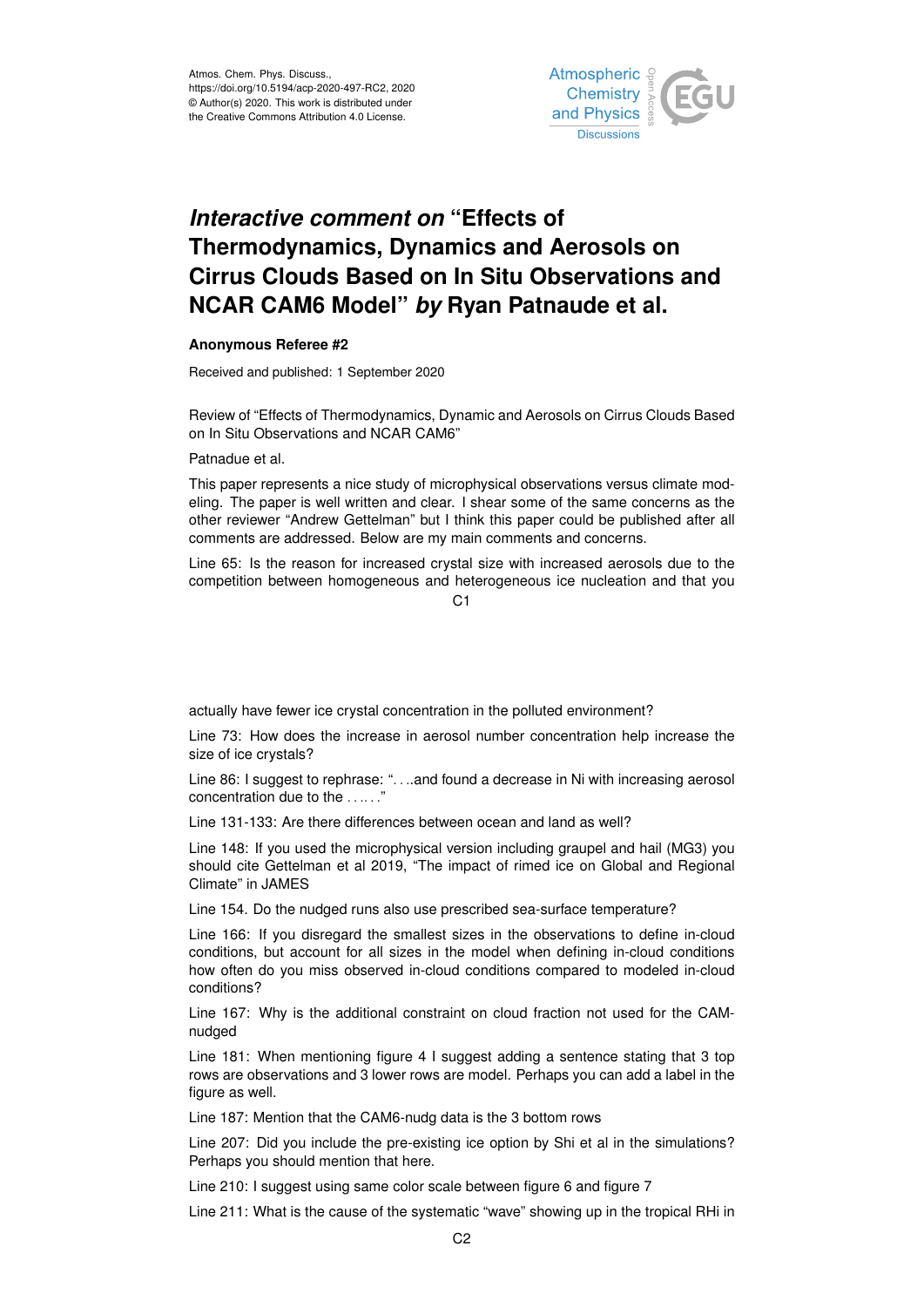Atmos. Chem. Phys. Discuss.,
https://doi.org/10.5194/acp-2020-497-RC2, 2020
© Author(s) 2020. This work is distributed under
the Creative Commons Attribution 4.0 License.

# *Interactive comment on* "Effects of Thermodynamics, Dynamics and Aerosols on Cirrus Clouds Based on In Situ Observations and NCAR CAM6 Model" *by* Ryan Patnaude et al.

**Anonymous Referee #2**

Received and published: 1 September 2020

Review of "Effects of Thermodynamics, Dynamic and Aerosols on Cirrus Clouds Based on In Situ Observations and NCAR CAM6"

Patnadue et al.

This paper represents a nice study of microphysical observations versus climate modeling. The paper is well written and clear. I shear some of the same concerns as the other reviewer "Andrew Gettelman" but I think this paper could be published after all comments are addressed. Below are my main comments and concerns.

Line 65: Is the reason for increased crystal size with increased aerosols due to the competition between homogeneous and heterogeneous ice nucleation and that you actually have fewer ice crystal concentration in the polluted environment?

Line 73: How does the increase in aerosol number concentration help increase the size of ice crystals?

Line 86: I suggest to rephrase: ". . ..and found a decrease in Ni with increasing aerosol concentration due to the . . .. . ."

Line 131-133: Are there differences between ocean and land as well?

Line 148: If you used the microphysical version including graupel and hail (MG3) you should cite Gettelman et al 2019, "The impact of rimed ice on Global and Regional Climate" in JAMES

Line 154. Do the nudged runs also use prescribed sea-surface temperature?

Line 166: If you disregard the smallest sizes in the observations to define in-cloud conditions, but account for all sizes in the model when defining in-cloud conditions how often do you miss observed in-cloud conditions compared to modeled in-cloud conditions?

Line 167: Why is the additional constraint on cloud fraction not used for the CAM-nudged

Line 181: When mentioning figure 4 I suggest adding a sentence stating that 3 top rows are observations and 3 lower rows are model. Perhaps you can add a label in the figure as well.

Line 187: Mention that the CAM6-nudg data is the 3 bottom rows

Line 207: Did you include the pre-existing ice option by Shi et al in the simulations? Perhaps you should mention that here.

Line 210: I suggest using same color scale between figure 6 and figure 7

Line 211: What is the cause of the systematic "wave" showing up in the tropical RHi in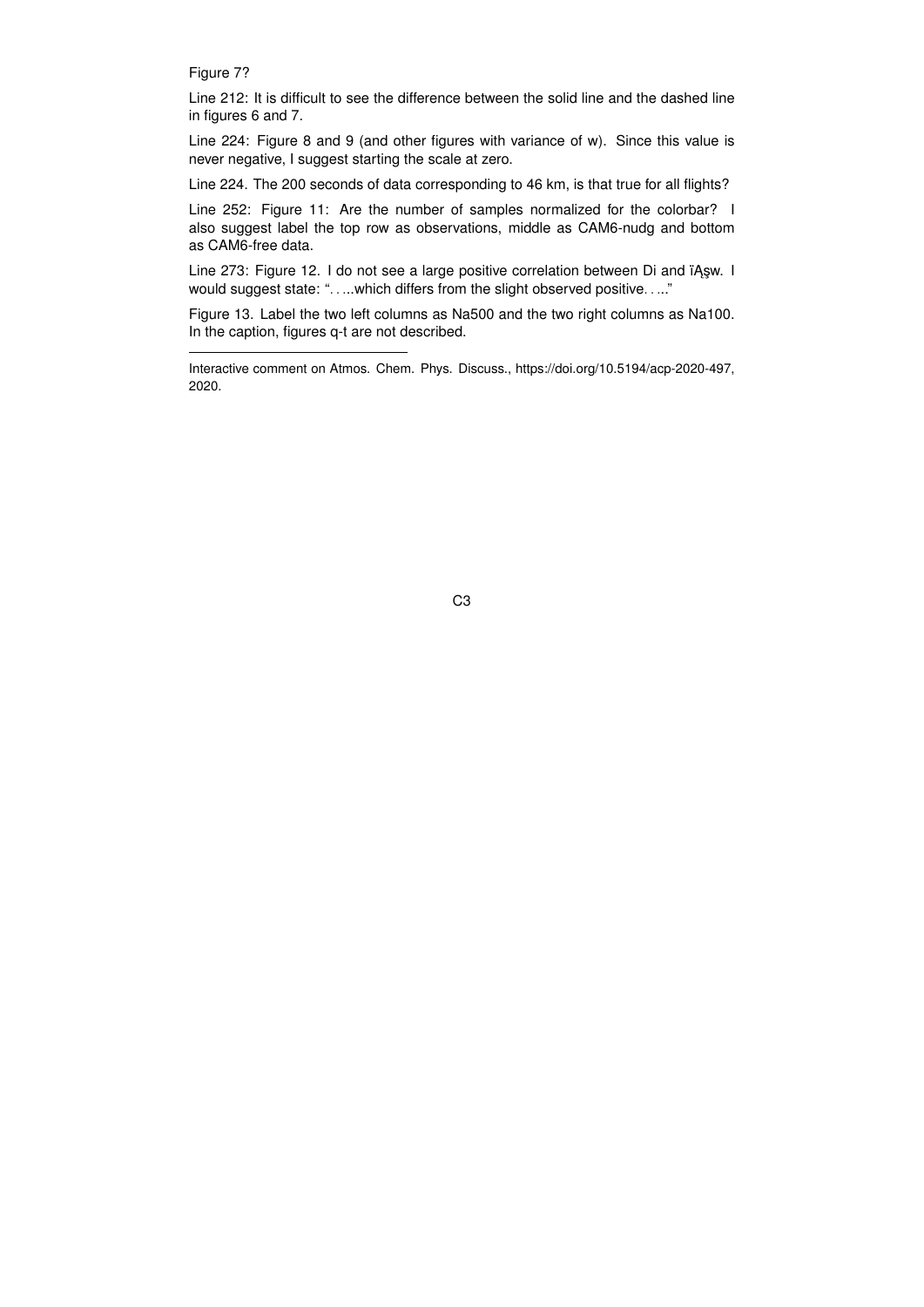Figure 7?

Line 212: It is difficult to see the difference between the solid line and the dashed line in figures 6 and 7.

Line 224: Figure 8 and 9 (and other figures with variance of w). Since this value is never negative, I suggest starting the scale at zero.

Line 224. The 200 seconds of data corresponding to 46 km, is that true for all flights?

Line 252: Figure 11: Are the number of samples normalized for the colorbar? I also suggest label the top row as observations, middle as CAM6-nudg and bottom as CAM6-free data.

Line 273: Figure 12. I do not see a large positive correlation between Di and ïĄşw. I would suggest state: ". . ...which differs from the slight observed positive. . ..."

Figure 13. Label the two left columns as Na500 and the two right columns as Na100. In the caption, figures q-t are not described.

---

Interactive comment on Atmos. Chem. Phys. Discuss., https://doi.org/10.5194/acp-2020-497, 2020.